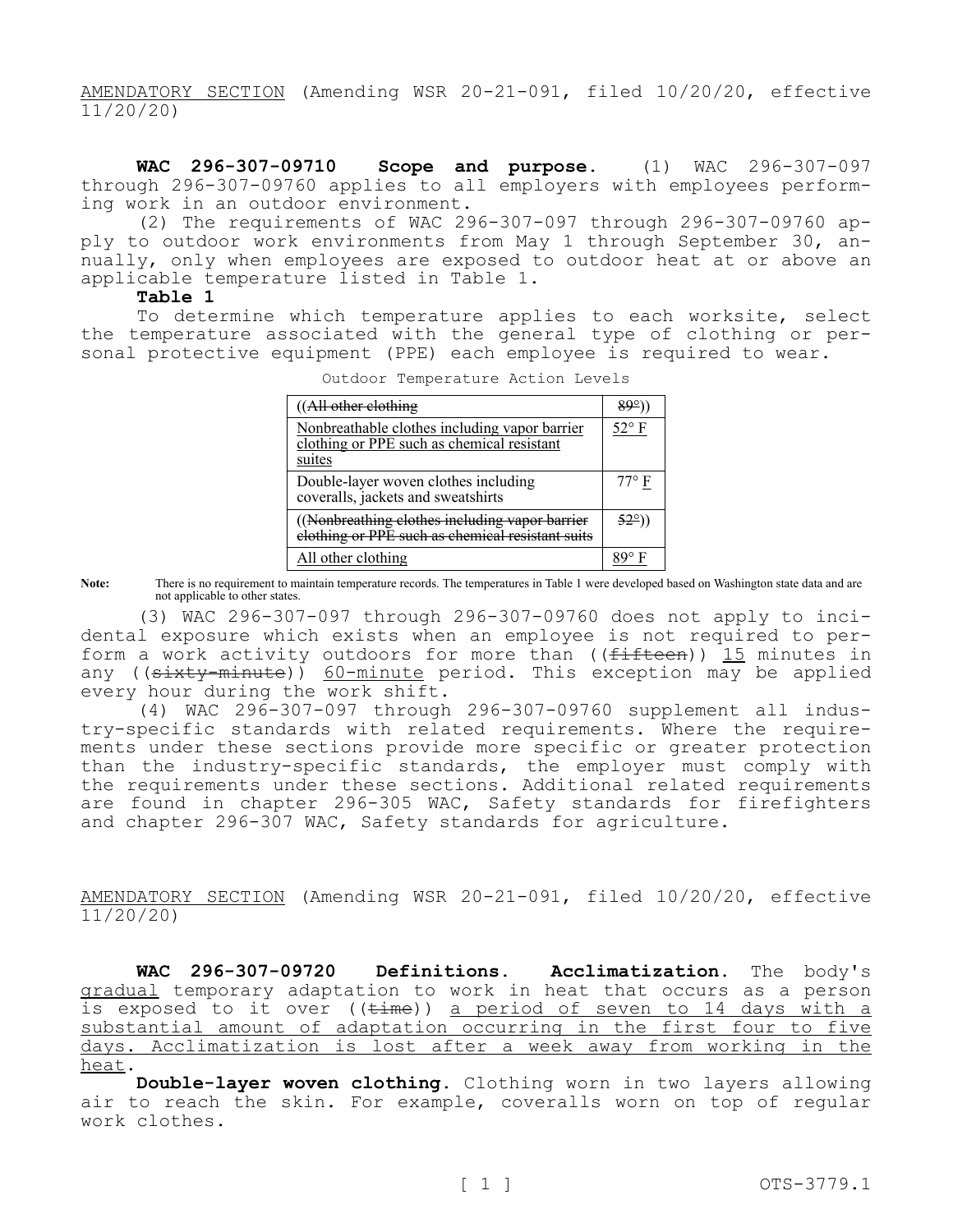AMENDATORY SECTION (Amending WSR 20-21-091, filed 10/20/20, effective 11/20/20)

**WAC 296-307-09710 Scope and purpose.** (1) WAC 296-307-097 through 296-307-09760 applies to all employers with employees performing work in an outdoor environment.

(2) The requirements of WAC 296-307-097 through 296-307-09760 apply to outdoor work environments from May 1 through September 30, annually, only when employees are exposed to outdoor heat at or above an applicable temperature listed in Table 1.

**Table 1**

To determine which temperature applies to each worksite, select the temperature associated with the general type of clothing or personal protective equipment (PPE) each employee is required to wear.

Outdoor Temperature Action Levels

| | |
|---|---|
| ((~~All other clothing~~ | ~~89°~~)) |
| Nonbreathable clothes including vapor barrier clothing or PPE such as chemical resistant suits | 52° F |
| Double-layer woven clothes including coveralls, jackets and sweatshirts | 77° F |
| ((~~Nonbreathing clothes including vapor barrier clothing or PPE such as chemical resistant suits~~ | ~~52°~~)) |
| All other clothing | 89° F |

**Note:** There is no requirement to maintain temperature records. The temperatures in Table 1 were developed based on Washington state data and are not applicable to other states.

(3) WAC 296-307-097 through 296-307-09760 does not apply to incidental exposure which exists when an employee is not required to perform a work activity outdoors for more than ((~~fifteen~~)) 15 minutes in any ((~~sixty-minute~~)) 60-minute period. This exception may be applied every hour during the work shift.

(4) WAC 296-307-097 through 296-307-09760 supplement all industry-specific standards with related requirements. Where the requirements under these sections provide more specific or greater protection than the industry-specific standards, the employer must comply with the requirements under these sections. Additional related requirements are found in chapter 296-305 WAC, Safety standards for firefighters and chapter 296-307 WAC, Safety standards for agriculture.

AMENDATORY SECTION (Amending WSR 20-21-091, filed 10/20/20, effective 11/20/20)

**WAC 296-307-09720 Definitions. Acclimatization.** The body's gradual temporary adaptation to work in heat that occurs as a person is exposed to it over ((~~time~~)) a period of seven to 14 days with a substantial amount of adaptation occurring in the first four to five days. Acclimatization is lost after a week away from working in the heat.

**Double-layer woven clothing.** Clothing worn in two layers allowing air to reach the skin. For example, coveralls worn on top of regular work clothes.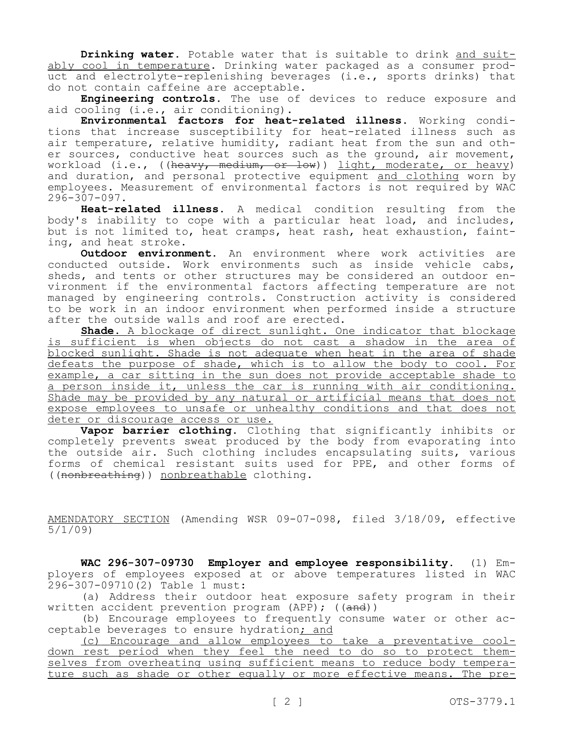**Drinking water.** Potable water that is suitable to drink <u>and suitably cool in temperature</u>. Drinking water packaged as a consumer product and electrolyte-replenishing beverages (i.e., sports drinks) that do not contain caffeine are acceptable.

**Engineering controls.** The use of devices to reduce exposure and aid cooling (i.e., air conditioning).

**Environmental factors for heat-related illness.** Working conditions that increase susceptibility for heat-related illness such as air temperature, relative humidity, radiant heat from the sun and other sources, conductive heat sources such as the ground, air movement, workload (i.e., ((~~heavy, medium, or low~~)) <u>light, moderate, or heavy</u>) and duration, and personal protective equipment <u>and clothing</u> worn by employees. Measurement of environmental factors is not required by WAC 296-307-097.

**Heat-related illness.** A medical condition resulting from the body's inability to cope with a particular heat load, and includes, but is not limited to, heat cramps, heat rash, heat exhaustion, fainting, and heat stroke.

**Outdoor environment.** An environment where work activities are conducted outside. Work environments such as inside vehicle cabs, sheds, and tents or other structures may be considered an outdoor environment if the environmental factors affecting temperature are not managed by engineering controls. Construction activity is considered to be work in an indoor environment when performed inside a structure after the outside walls and roof are erected.

<u>**Shade.** A blockage of direct sunlight. One indicator that blockage is sufficient is when objects do not cast a shadow in the area of blocked sunlight. Shade is not adequate when heat in the area of shade defeats the purpose of shade, which is to allow the body to cool. For example, a car sitting in the sun does not provide acceptable shade to a person inside it, unless the car is running with air conditioning. Shade may be provided by any natural or artificial means that does not expose employees to unsafe or unhealthy conditions and that does not deter or discourage access or use.</u>

**Vapor barrier clothing.** Clothing that significantly inhibits or completely prevents sweat produced by the body from evaporating into the outside air. Such clothing includes encapsulating suits, various forms of chemical resistant suits used for PPE, and other forms of ((~~nonbreathing~~)) <u>nonbreathable</u> clothing.

<u>AMENDATORY SECTION</u> (Amending WSR 09-07-098, filed 3/18/09, effective 5/1/09)

**WAC 296-307-09730 Employer and employee responsibility.** (1) Employers of employees exposed at or above temperatures listed in WAC 296-307-09710(2) Table 1 must:

(a) Address their outdoor heat exposure safety program in their written accident prevention program (APP); ((~~and~~))

(b) Encourage employees to frequently consume water or other acceptable beverages to ensure hydration<u>; and</u>

<u>(c) Encourage and allow employees to take a preventative cool-down rest period when they feel the need to do so to protect themselves from overheating using sufficient means to reduce body temperature such as shade or other equally or more effective means. The pre-</u>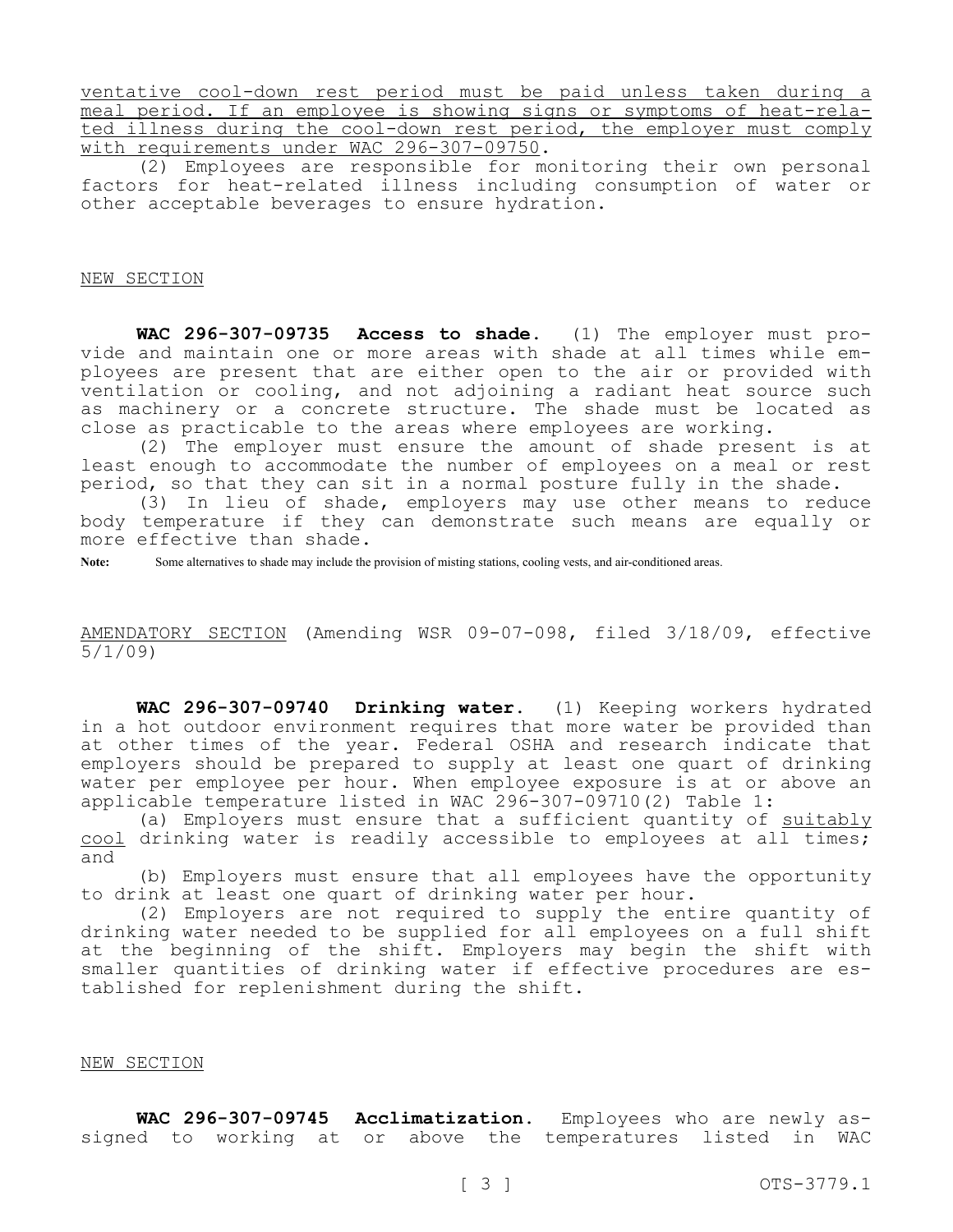ventative cool-down rest period must be paid unless taken during a meal period. If an employee is showing signs or symptoms of heat-related illness during the cool-down rest period, the employer must comply with requirements under WAC 296-307-09750.

(2) Employees are responsible for monitoring their own personal factors for heat-related illness including consumption of water or other acceptable beverages to ensure hydration.

NEW SECTION

**WAC 296-307-09735 Access to shade.** (1) The employer must provide and maintain one or more areas with shade at all times while employees are present that are either open to the air or provided with ventilation or cooling, and not adjoining a radiant heat source such as machinery or a concrete structure. The shade must be located as close as practicable to the areas where employees are working.

(2) The employer must ensure the amount of shade present is at least enough to accommodate the number of employees on a meal or rest period, so that they can sit in a normal posture fully in the shade.

(3) In lieu of shade, employers may use other means to reduce body temperature if they can demonstrate such means are equally or more effective than shade.

**Note:** Some alternatives to shade may include the provision of misting stations, cooling vests, and air-conditioned areas.

AMENDATORY SECTION (Amending WSR 09-07-098, filed 3/18/09, effective 5/1/09)

**WAC 296-307-09740 Drinking water.** (1) Keeping workers hydrated in a hot outdoor environment requires that more water be provided than at other times of the year. Federal OSHA and research indicate that employers should be prepared to supply at least one quart of drinking water per employee per hour. When employee exposure is at or above an applicable temperature listed in WAC 296-307-09710(2) Table 1:

(a) Employers must ensure that a sufficient quantity of suitably cool drinking water is readily accessible to employees at all times; and

(b) Employers must ensure that all employees have the opportunity to drink at least one quart of drinking water per hour.

(2) Employers are not required to supply the entire quantity of drinking water needed to be supplied for all employees on a full shift at the beginning of the shift. Employers may begin the shift with smaller quantities of drinking water if effective procedures are established for replenishment during the shift.

NEW SECTION

**WAC 296-307-09745 Acclimatization.** Employees who are newly assigned to working at or above the temperatures listed in WAC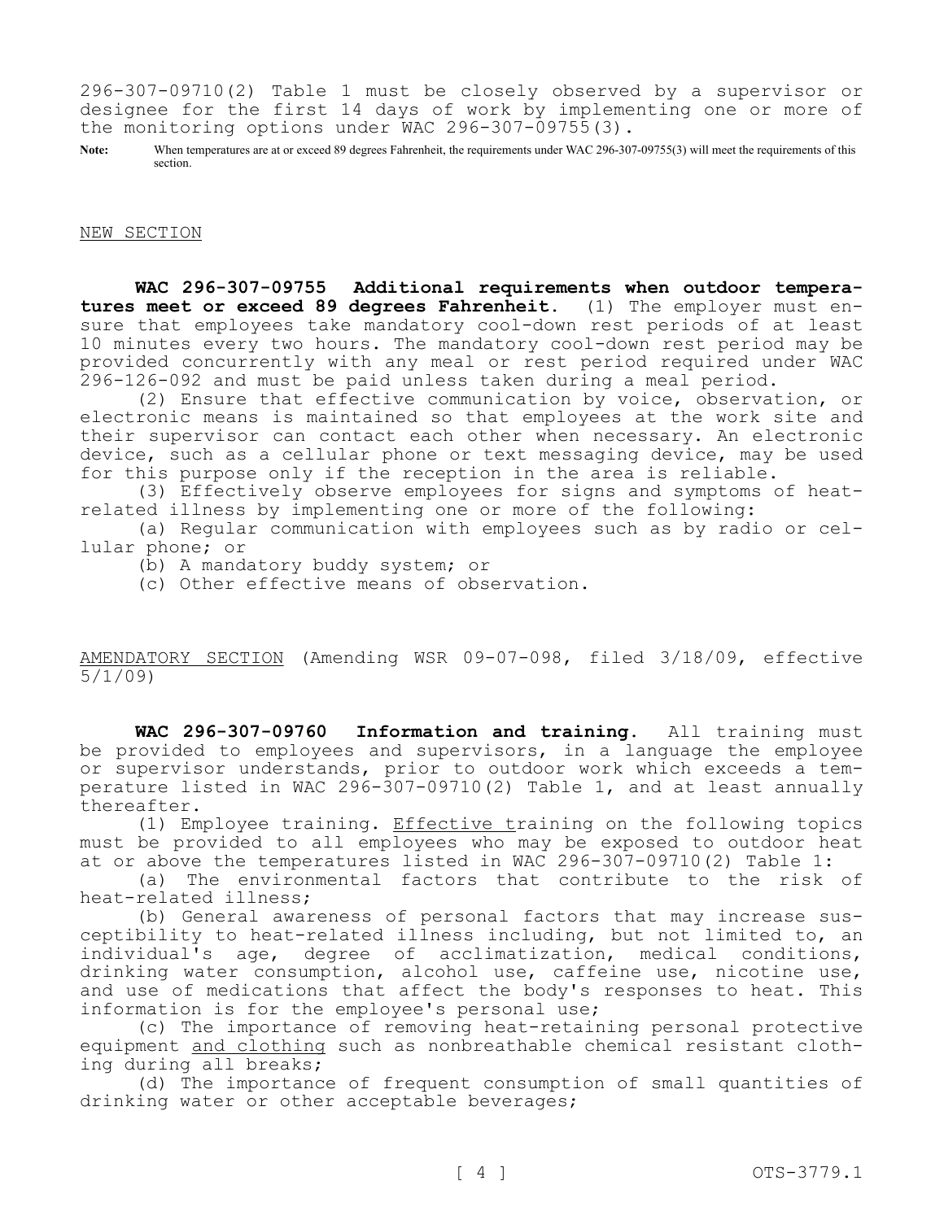296-307-09710(2) Table 1 must be closely observed by a supervisor or designee for the first 14 days of work by implementing one or more of the monitoring options under WAC 296-307-09755(3).

**Note:** When temperatures are at or exceed 89 degrees Fahrenheit, the requirements under WAC 296-307-09755(3) will meet the requirements of this section.

<u>NEW SECTION</u>

**WAC 296-307-09755 Additional requirements when outdoor temperatures meet or exceed 89 degrees Fahrenheit.** (1) The employer must ensure that employees take mandatory cool-down rest periods of at least 10 minutes every two hours. The mandatory cool-down rest period may be provided concurrently with any meal or rest period required under WAC 296-126-092 and must be paid unless taken during a meal period.

(2) Ensure that effective communication by voice, observation, or electronic means is maintained so that employees at the work site and their supervisor can contact each other when necessary. An electronic device, such as a cellular phone or text messaging device, may be used for this purpose only if the reception in the area is reliable.

(3) Effectively observe employees for signs and symptoms of heat-related illness by implementing one or more of the following:

(a) Regular communication with employees such as by radio or cellular phone; or

(b) A mandatory buddy system; or

(c) Other effective means of observation.

<u>AMENDATORY SECTION</u> (Amending WSR 09-07-098, filed 3/18/09, effective 5/1/09)

**WAC 296-307-09760 Information and training.** All training must be provided to employees and supervisors, in a language the employee or supervisor understands, prior to outdoor work which exceeds a temperature listed in WAC 296-307-09710(2) Table 1, and at least annually thereafter.

(1) Employee training. <u>Effective t</u>raining on the following topics must be provided to all employees who may be exposed to outdoor heat at or above the temperatures listed in WAC 296-307-09710(2) Table 1:

(a) The environmental factors that contribute to the risk of heat-related illness;

(b) General awareness of personal factors that may increase susceptibility to heat-related illness including, but not limited to, an individual's age, degree of acclimatization, medical conditions, drinking water consumption, alcohol use, caffeine use, nicotine use, and use of medications that affect the body's responses to heat. This information is for the employee's personal use;

(c) The importance of removing heat-retaining personal protective equipment <u>and clothing</u> such as nonbreathable chemical resistant clothing during all breaks;

(d) The importance of frequent consumption of small quantities of drinking water or other acceptable beverages;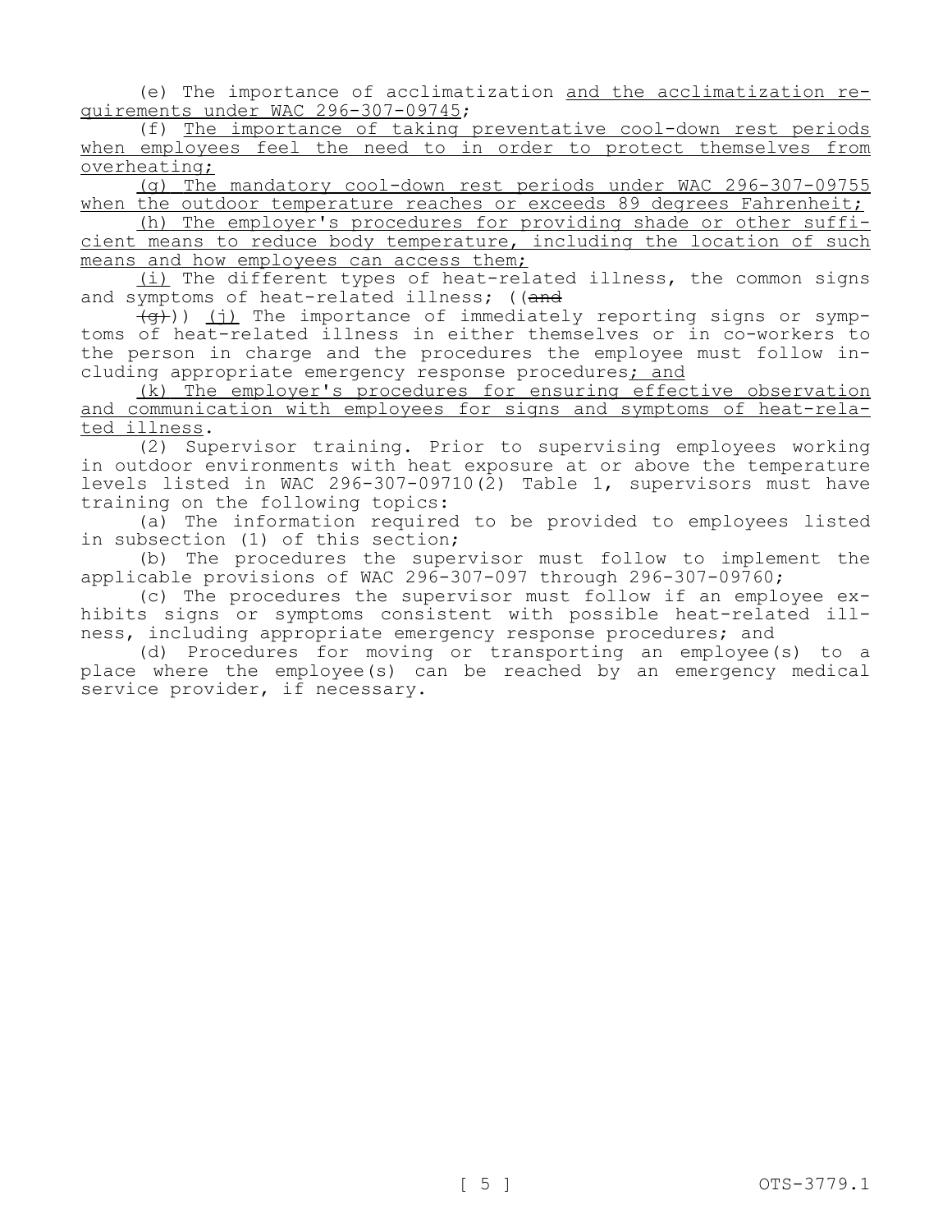(e) The importance of acclimatization and the acclimatization requirements under WAC 296-307-09745;

(f) The importance of taking preventative cool-down rest periods when employees feel the need to in order to protect themselves from overheating;

(g) The mandatory cool-down rest periods under WAC 296-307-09755 when the outdoor temperature reaches or exceeds 89 degrees Fahrenheit;

(h) The employer's procedures for providing shade or other sufficient means to reduce body temperature, including the location of such means and how employees can access them;

(i) The different types of heat-related illness, the common signs and symptoms of heat-related illness; ((and

(g))) (j) The importance of immediately reporting signs or symptoms of heat-related illness in either themselves or in co-workers to the person in charge and the procedures the employee must follow including appropriate emergency response procedures; and

(k) The employer's procedures for ensuring effective observation and communication with employees for signs and symptoms of heat-related illness.

(2) Supervisor training. Prior to supervising employees working in outdoor environments with heat exposure at or above the temperature levels listed in WAC 296-307-09710(2) Table 1, supervisors must have training on the following topics:

(a) The information required to be provided to employees listed in subsection (1) of this section;

(b) The procedures the supervisor must follow to implement the applicable provisions of WAC 296-307-097 through 296-307-09760;

(c) The procedures the supervisor must follow if an employee exhibits signs or symptoms consistent with possible heat-related illness, including appropriate emergency response procedures; and

(d) Procedures for moving or transporting an employee(s) to a place where the employee(s) can be reached by an emergency medical service provider, if necessary.